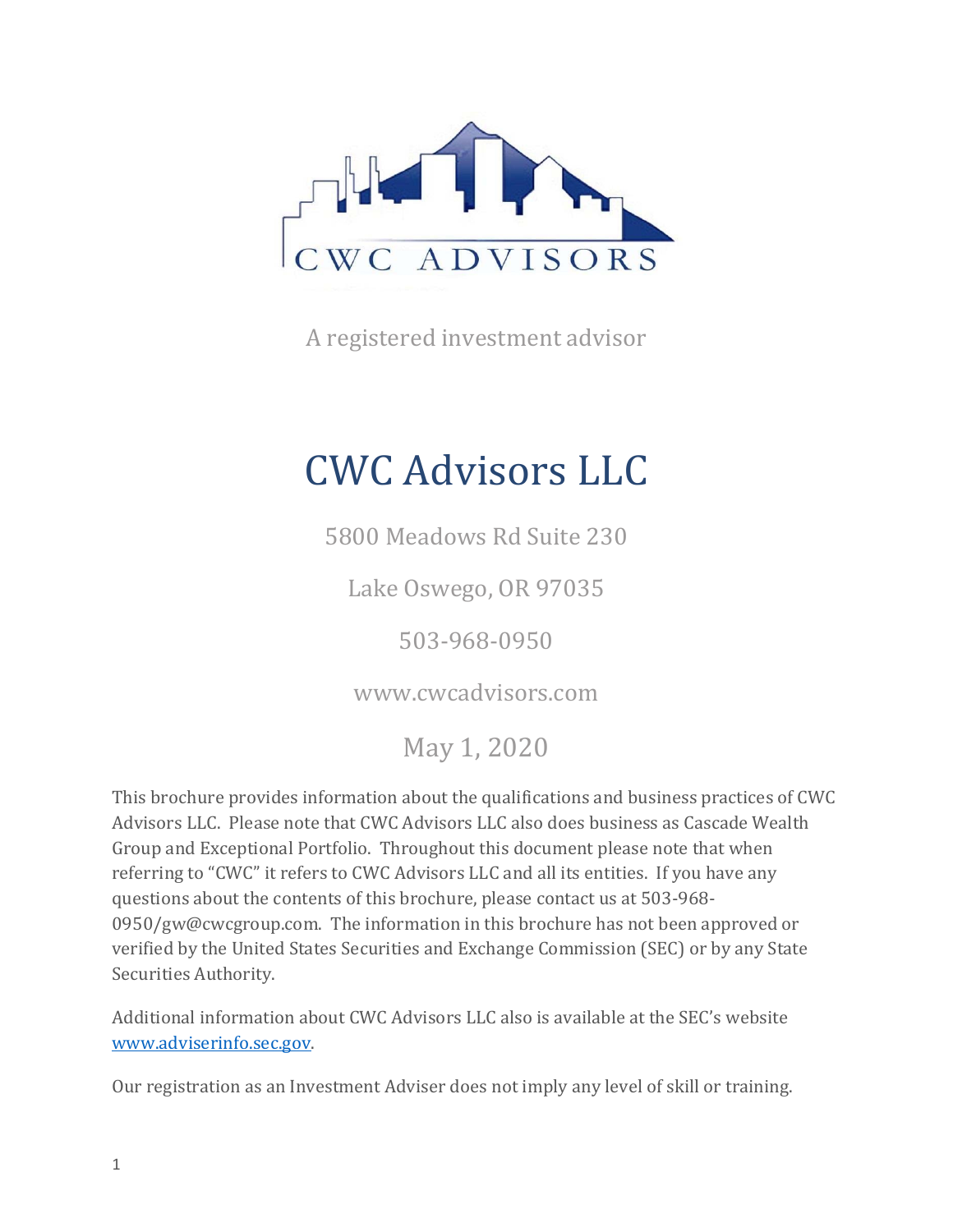CWC ADVISORS

A registered investment advisor

# CWC Advisors LLC

5800 Meadows Rd Suite 230

Lake Oswego, OR 97035

503-968-0950

www.cwcadvisors.com

May 1, 2020

This brochure provides information about the qualifications and business practices of CWC Advisors LLC. Please note that CWC Advisors LLC also does business as Cascade Wealth Group and Exceptional Portfolio. Throughout this document please note that when referring to "CWC" it refers to CWC Advisors LLC and all its entities. If you have any questions about the contents of this brochure, please contact us at 503-968-0950/gw@cwcgroup.com. The information in this brochure has not been approved or verified by the United States Securities and Exchange Commission (SEC) or by any State Securities Authority.

Additional information about CWC Advisors LLC also is available at the SEC's website www.adviserinfo.sec.gov.

Our registration as an Investment Adviser does not imply any level of skill or training.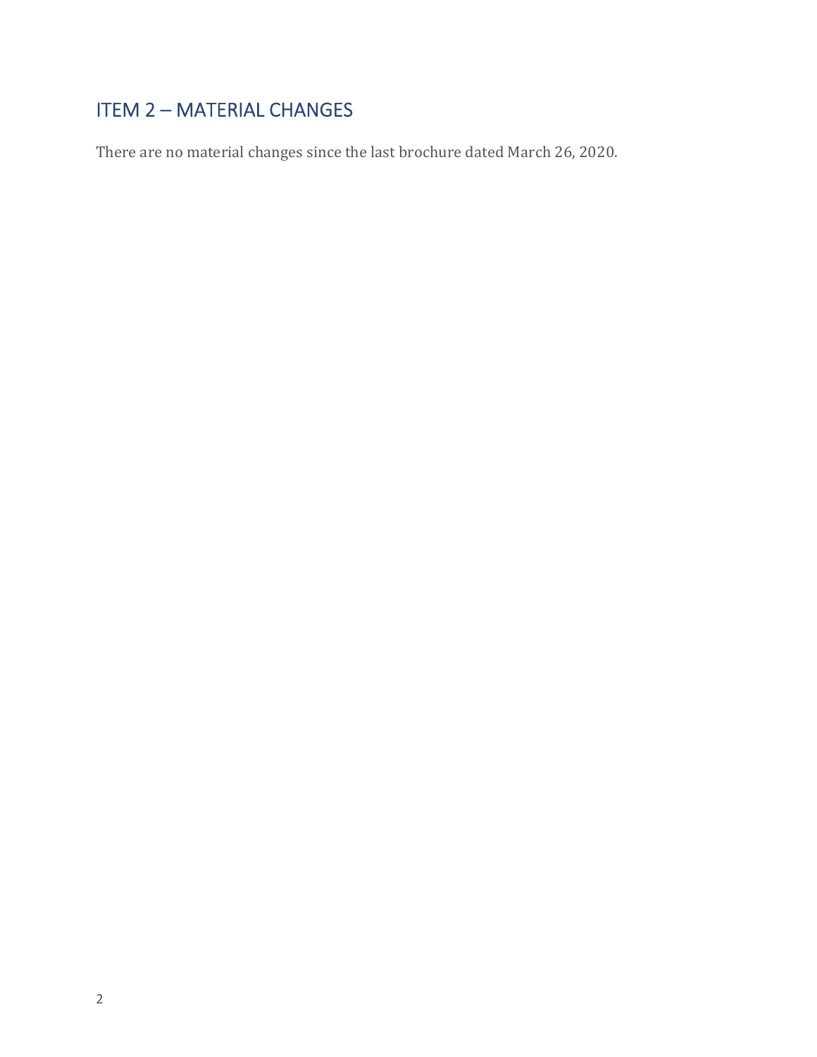## ITEM 2 – MATERIAL CHANGES

There are no material changes since the last brochure dated March 26, 2020.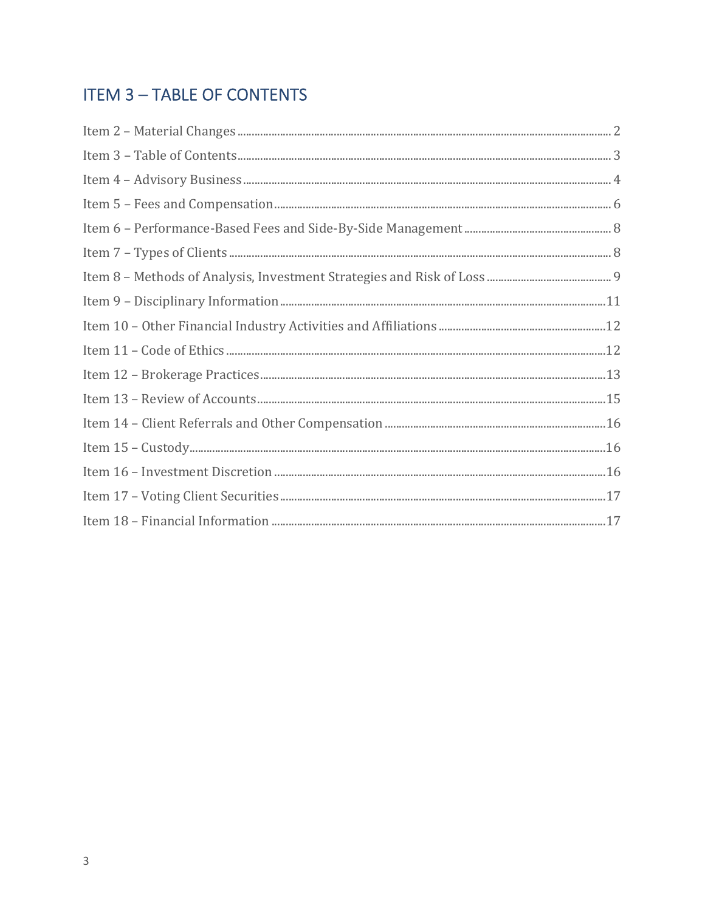# ITEM 3 – TABLE OF CONTENTS

Item 2 – Material Changes .......... 2

Item 3 – Table of Contents .......... 3

Item 4 – Advisory Business .......... 4

Item 5 – Fees and Compensation .......... 6

Item 6 – Performance-Based Fees and Side-By-Side Management .......... 8

Item 7 – Types of Clients .......... 8

Item 8 – Methods of Analysis, Investment Strategies and Risk of Loss .......... 9

Item 9 – Disciplinary Information .......... 11

Item 10 – Other Financial Industry Activities and Affiliations .......... 12

Item 11 – Code of Ethics .......... 12

Item 12 – Brokerage Practices .......... 13

Item 13 – Review of Accounts .......... 15

Item 14 – Client Referrals and Other Compensation .......... 16

Item 15 – Custody .......... 16

Item 16 – Investment Discretion .......... 16

Item 17 – Voting Client Securities .......... 17

Item 18 – Financial Information .......... 17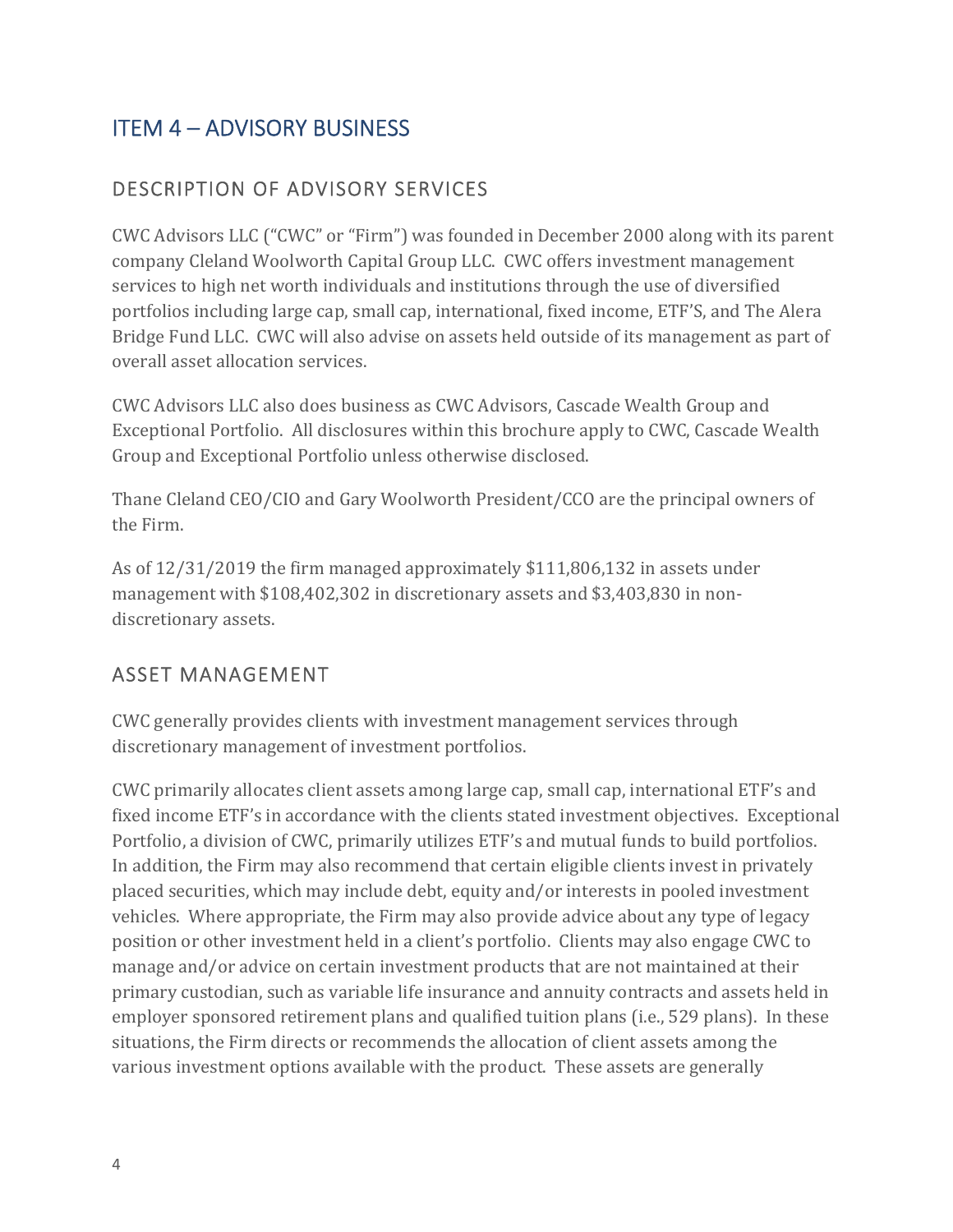# ITEM 4 – ADVISORY BUSINESS

## DESCRIPTION OF ADVISORY SERVICES

CWC Advisors LLC ("CWC" or "Firm") was founded in December 2000 along with its parent company Cleland Woolworth Capital Group LLC. CWC offers investment management services to high net worth individuals and institutions through the use of diversified portfolios including large cap, small cap, international, fixed income, ETF'S, and The Alera Bridge Fund LLC. CWC will also advise on assets held outside of its management as part of overall asset allocation services.

CWC Advisors LLC also does business as CWC Advisors, Cascade Wealth Group and Exceptional Portfolio. All disclosures within this brochure apply to CWC, Cascade Wealth Group and Exceptional Portfolio unless otherwise disclosed.

Thane Cleland CEO/CIO and Gary Woolworth President/CCO are the principal owners of the Firm.

As of 12/31/2019 the firm managed approximately $111,806,132 in assets under management with $108,402,302 in discretionary assets and $3,403,830 in non-discretionary assets.

## ASSET MANAGEMENT

CWC generally provides clients with investment management services through discretionary management of investment portfolios.

CWC primarily allocates client assets among large cap, small cap, international ETF's and fixed income ETF's in accordance with the clients stated investment objectives. Exceptional Portfolio, a division of CWC, primarily utilizes ETF's and mutual funds to build portfolios. In addition, the Firm may also recommend that certain eligible clients invest in privately placed securities, which may include debt, equity and/or interests in pooled investment vehicles. Where appropriate, the Firm may also provide advice about any type of legacy position or other investment held in a client's portfolio. Clients may also engage CWC to manage and/or advice on certain investment products that are not maintained at their primary custodian, such as variable life insurance and annuity contracts and assets held in employer sponsored retirement plans and qualified tuition plans (i.e., 529 plans). In these situations, the Firm directs or recommends the allocation of client assets among the various investment options available with the product. These assets are generally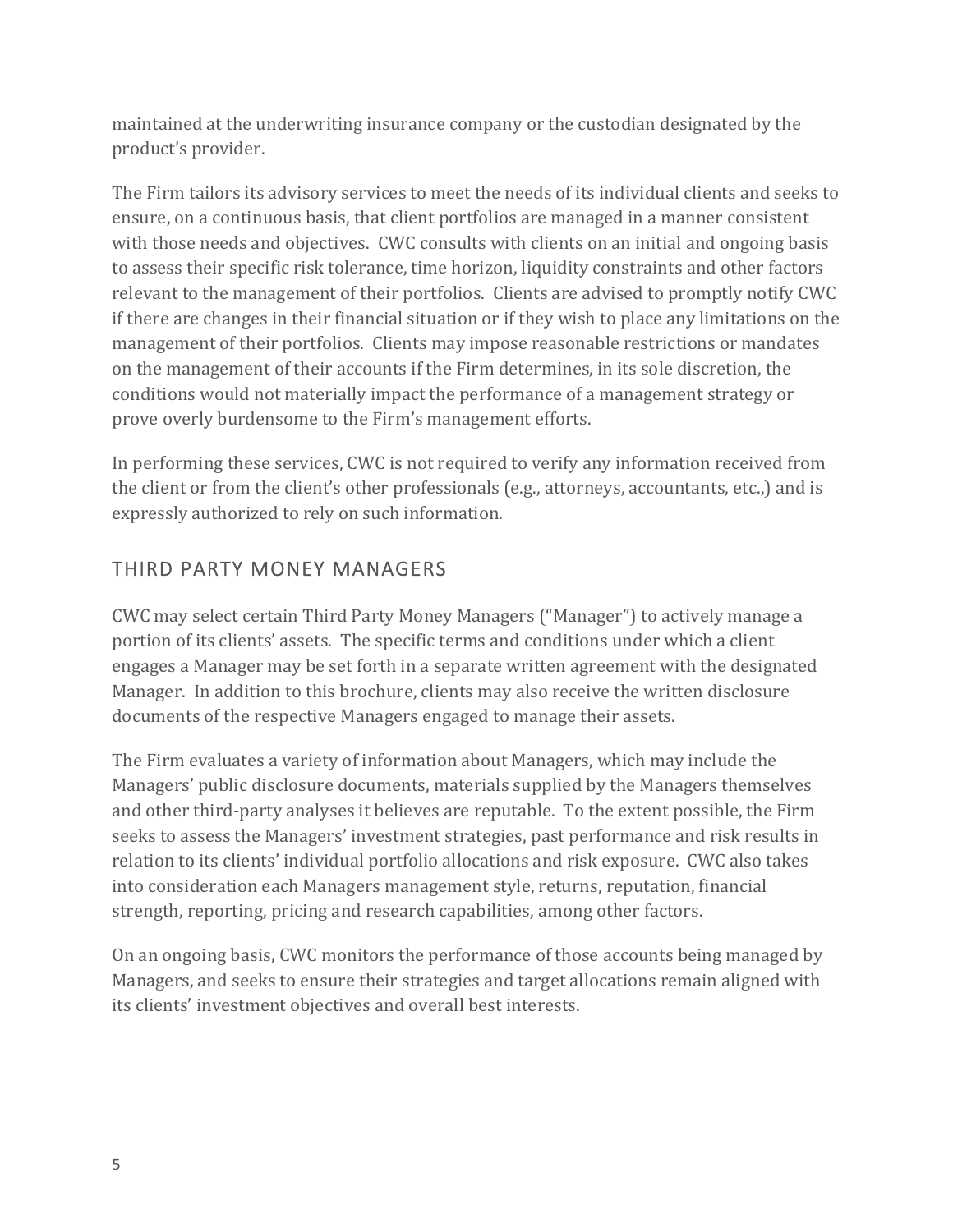maintained at the underwriting insurance company or the custodian designated by the product's provider.

The Firm tailors its advisory services to meet the needs of its individual clients and seeks to ensure, on a continuous basis, that client portfolios are managed in a manner consistent with those needs and objectives. CWC consults with clients on an initial and ongoing basis to assess their specific risk tolerance, time horizon, liquidity constraints and other factors relevant to the management of their portfolios. Clients are advised to promptly notify CWC if there are changes in their financial situation or if they wish to place any limitations on the management of their portfolios. Clients may impose reasonable restrictions or mandates on the management of their accounts if the Firm determines, in its sole discretion, the conditions would not materially impact the performance of a management strategy or prove overly burdensome to the Firm's management efforts.

In performing these services, CWC is not required to verify any information received from the client or from the client's other professionals (e.g., attorneys, accountants, etc.,) and is expressly authorized to rely on such information.

## THIRD PARTY MONEY MANAGERS

CWC may select certain Third Party Money Managers ("Manager") to actively manage a portion of its clients' assets. The specific terms and conditions under which a client engages a Manager may be set forth in a separate written agreement with the designated Manager. In addition to this brochure, clients may also receive the written disclosure documents of the respective Managers engaged to manage their assets.

The Firm evaluates a variety of information about Managers, which may include the Managers' public disclosure documents, materials supplied by the Managers themselves and other third-party analyses it believes are reputable. To the extent possible, the Firm seeks to assess the Managers' investment strategies, past performance and risk results in relation to its clients' individual portfolio allocations and risk exposure. CWC also takes into consideration each Managers management style, returns, reputation, financial strength, reporting, pricing and research capabilities, among other factors.

On an ongoing basis, CWC monitors the performance of those accounts being managed by Managers, and seeks to ensure their strategies and target allocations remain aligned with its clients' investment objectives and overall best interests.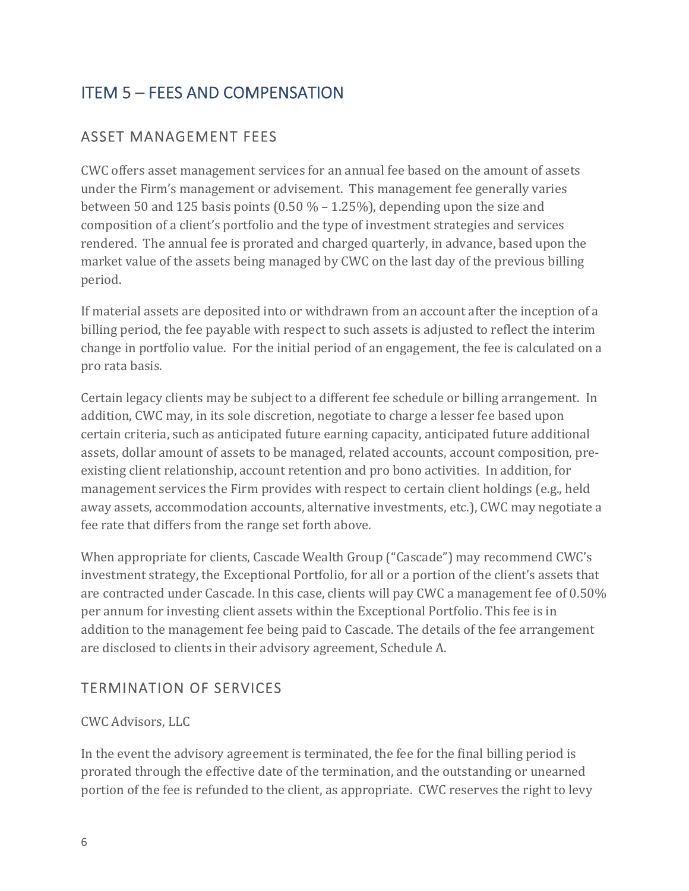## ITEM 5 – FEES AND COMPENSATION

### ASSET MANAGEMENT FEES

CWC offers asset management services for an annual fee based on the amount of assets under the Firm's management or advisement. This management fee generally varies between 50 and 125 basis points (0.50 % – 1.25%), depending upon the size and composition of a client's portfolio and the type of investment strategies and services rendered. The annual fee is prorated and charged quarterly, in advance, based upon the market value of the assets being managed by CWC on the last day of the previous billing period.

If material assets are deposited into or withdrawn from an account after the inception of a billing period, the fee payable with respect to such assets is adjusted to reflect the interim change in portfolio value. For the initial period of an engagement, the fee is calculated on a pro rata basis.

Certain legacy clients may be subject to a different fee schedule or billing arrangement. In addition, CWC may, in its sole discretion, negotiate to charge a lesser fee based upon certain criteria, such as anticipated future earning capacity, anticipated future additional assets, dollar amount of assets to be managed, related accounts, account composition, pre-existing client relationship, account retention and pro bono activities. In addition, for management services the Firm provides with respect to certain client holdings (e.g., held away assets, accommodation accounts, alternative investments, etc.), CWC may negotiate a fee rate that differs from the range set forth above.

When appropriate for clients, Cascade Wealth Group ("Cascade") may recommend CWC's investment strategy, the Exceptional Portfolio, for all or a portion of the client's assets that are contracted under Cascade. In this case, clients will pay CWC a management fee of 0.50% per annum for investing client assets within the Exceptional Portfolio. This fee is in addition to the management fee being paid to Cascade. The details of the fee arrangement are disclosed to clients in their advisory agreement, Schedule A.

### TERMINATION OF SERVICES

CWC Advisors, LLC

In the event the advisory agreement is terminated, the fee for the final billing period is prorated through the effective date of the termination, and the outstanding or unearned portion of the fee is refunded to the client, as appropriate. CWC reserves the right to levy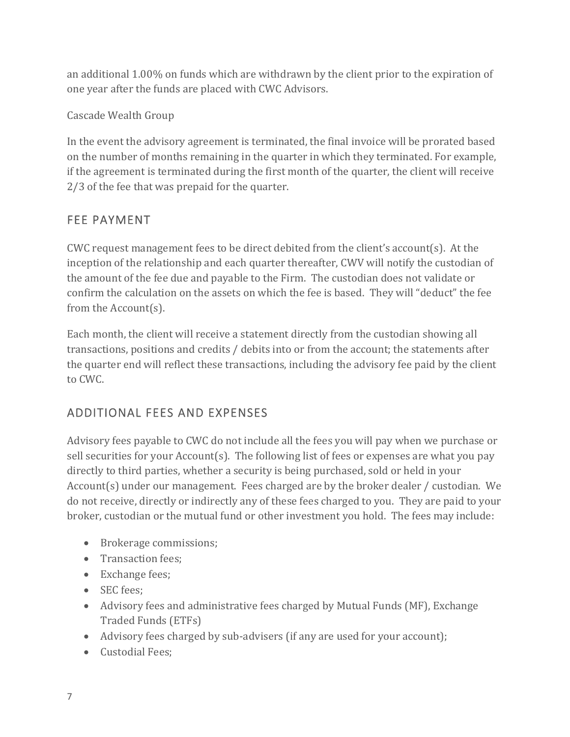an additional 1.00% on funds which are withdrawn by the client prior to the expiration of one year after the funds are placed with CWC Advisors.

Cascade Wealth Group

In the event the advisory agreement is terminated, the final invoice will be prorated based on the number of months remaining in the quarter in which they terminated. For example, if the agreement is terminated during the first month of the quarter, the client will receive 2/3 of the fee that was prepaid for the quarter.

## FEE PAYMENT

CWC request management fees to be direct debited from the client's account(s). At the inception of the relationship and each quarter thereafter, CWV will notify the custodian of the amount of the fee due and payable to the Firm. The custodian does not validate or confirm the calculation on the assets on which the fee is based. They will "deduct" the fee from the Account(s).

Each month, the client will receive a statement directly from the custodian showing all transactions, positions and credits / debits into or from the account; the statements after the quarter end will reflect these transactions, including the advisory fee paid by the client to CWC.

## ADDITIONAL FEES AND EXPENSES

Advisory fees payable to CWC do not include all the fees you will pay when we purchase or sell securities for your Account(s). The following list of fees or expenses are what you pay directly to third parties, whether a security is being purchased, sold or held in your Account(s) under our management. Fees charged are by the broker dealer / custodian. We do not receive, directly or indirectly any of these fees charged to you. They are paid to your broker, custodian or the mutual fund or other investment you hold. The fees may include:

- Brokerage commissions;
- Transaction fees;
- Exchange fees;
- SEC fees;
- Advisory fees and administrative fees charged by Mutual Funds (MF), Exchange Traded Funds (ETFs)
- Advisory fees charged by sub-advisers (if any are used for your account);
- Custodial Fees;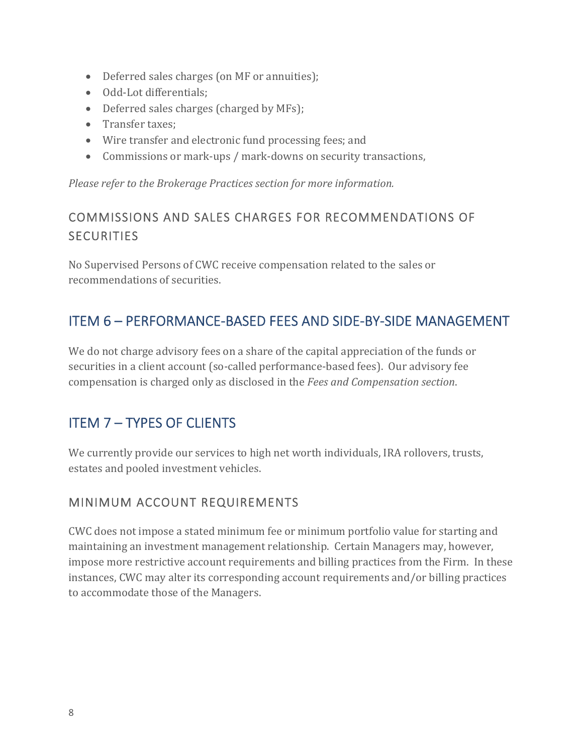- Deferred sales charges (on MF or annuities);
- Odd-Lot differentials;
- Deferred sales charges (charged by MFs);
- Transfer taxes;
- Wire transfer and electronic fund processing fees; and
- Commissions or mark-ups / mark-downs on security transactions,

*Please refer to the Brokerage Practices section for more information.*

### COMMISSIONS AND SALES CHARGES FOR RECOMMENDATIONS OF SECURITIES

No Supervised Persons of CWC receive compensation related to the sales or recommendations of securities.

## ITEM 6 – PERFORMANCE-BASED FEES AND SIDE-BY-SIDE MANAGEMENT

We do not charge advisory fees on a share of the capital appreciation of the funds or securities in a client account (so-called performance-based fees). Our advisory fee compensation is charged only as disclosed in the *Fees and Compensation section*.

## ITEM 7 – TYPES OF CLIENTS

We currently provide our services to high net worth individuals, IRA rollovers, trusts, estates and pooled investment vehicles.

### MINIMUM ACCOUNT REQUIREMENTS

CWC does not impose a stated minimum fee or minimum portfolio value for starting and maintaining an investment management relationship. Certain Managers may, however, impose more restrictive account requirements and billing practices from the Firm. In these instances, CWC may alter its corresponding account requirements and/or billing practices to accommodate those of the Managers.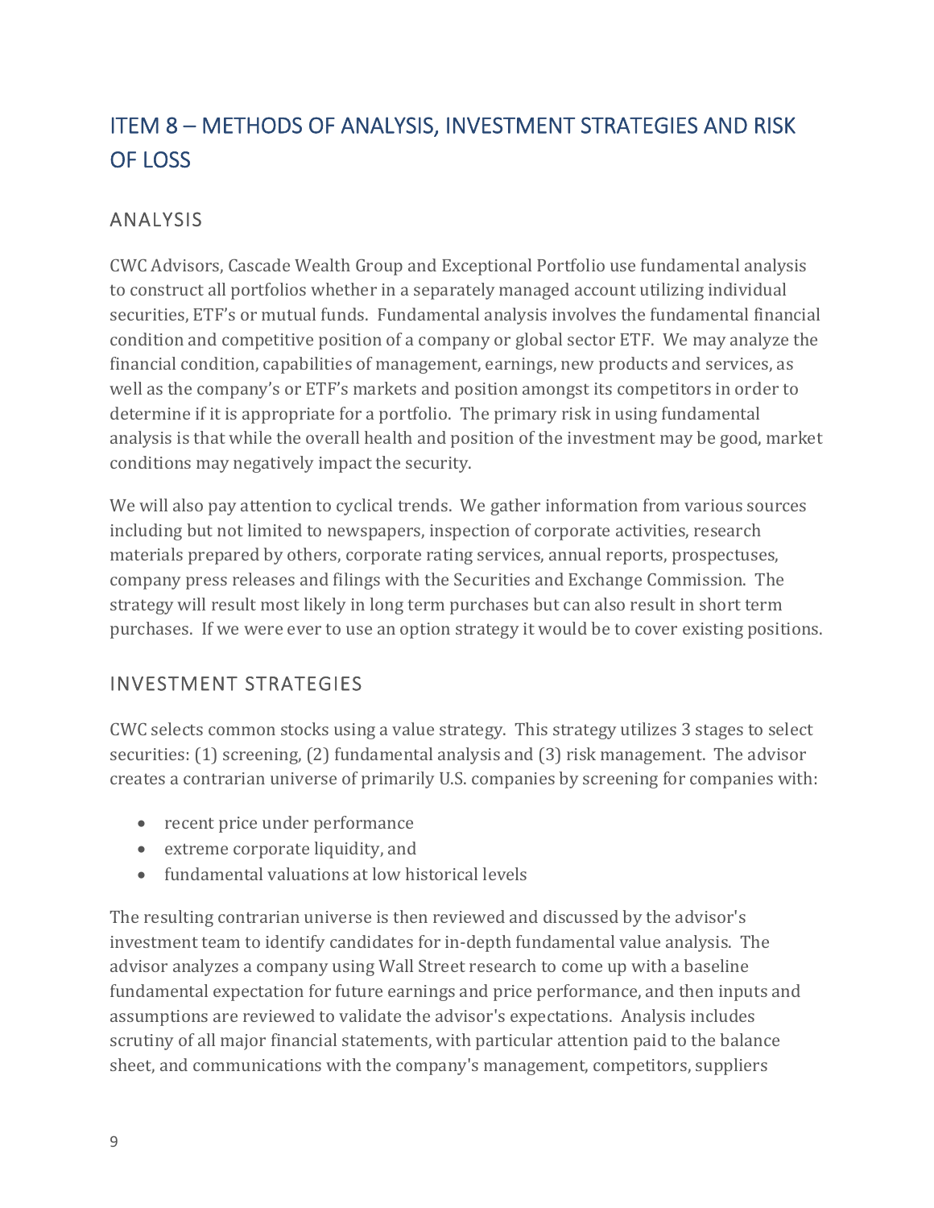## ITEM 8 – METHODS OF ANALYSIS, INVESTMENT STRATEGIES AND RISK OF LOSS

### ANALYSIS

CWC Advisors, Cascade Wealth Group and Exceptional Portfolio use fundamental analysis to construct all portfolios whether in a separately managed account utilizing individual securities, ETF's or mutual funds. Fundamental analysis involves the fundamental financial condition and competitive position of a company or global sector ETF. We may analyze the financial condition, capabilities of management, earnings, new products and services, as well as the company's or ETF's markets and position amongst its competitors in order to determine if it is appropriate for a portfolio. The primary risk in using fundamental analysis is that while the overall health and position of the investment may be good, market conditions may negatively impact the security.

We will also pay attention to cyclical trends. We gather information from various sources including but not limited to newspapers, inspection of corporate activities, research materials prepared by others, corporate rating services, annual reports, prospectuses, company press releases and filings with the Securities and Exchange Commission. The strategy will result most likely in long term purchases but can also result in short term purchases. If we were ever to use an option strategy it would be to cover existing positions.

### INVESTMENT STRATEGIES

CWC selects common stocks using a value strategy. This strategy utilizes 3 stages to select securities: (1) screening, (2) fundamental analysis and (3) risk management. The advisor creates a contrarian universe of primarily U.S. companies by screening for companies with:

- recent price under performance
- extreme corporate liquidity, and
- fundamental valuations at low historical levels

The resulting contrarian universe is then reviewed and discussed by the advisor's investment team to identify candidates for in-depth fundamental value analysis. The advisor analyzes a company using Wall Street research to come up with a baseline fundamental expectation for future earnings and price performance, and then inputs and assumptions are reviewed to validate the advisor's expectations. Analysis includes scrutiny of all major financial statements, with particular attention paid to the balance sheet, and communications with the company's management, competitors, suppliers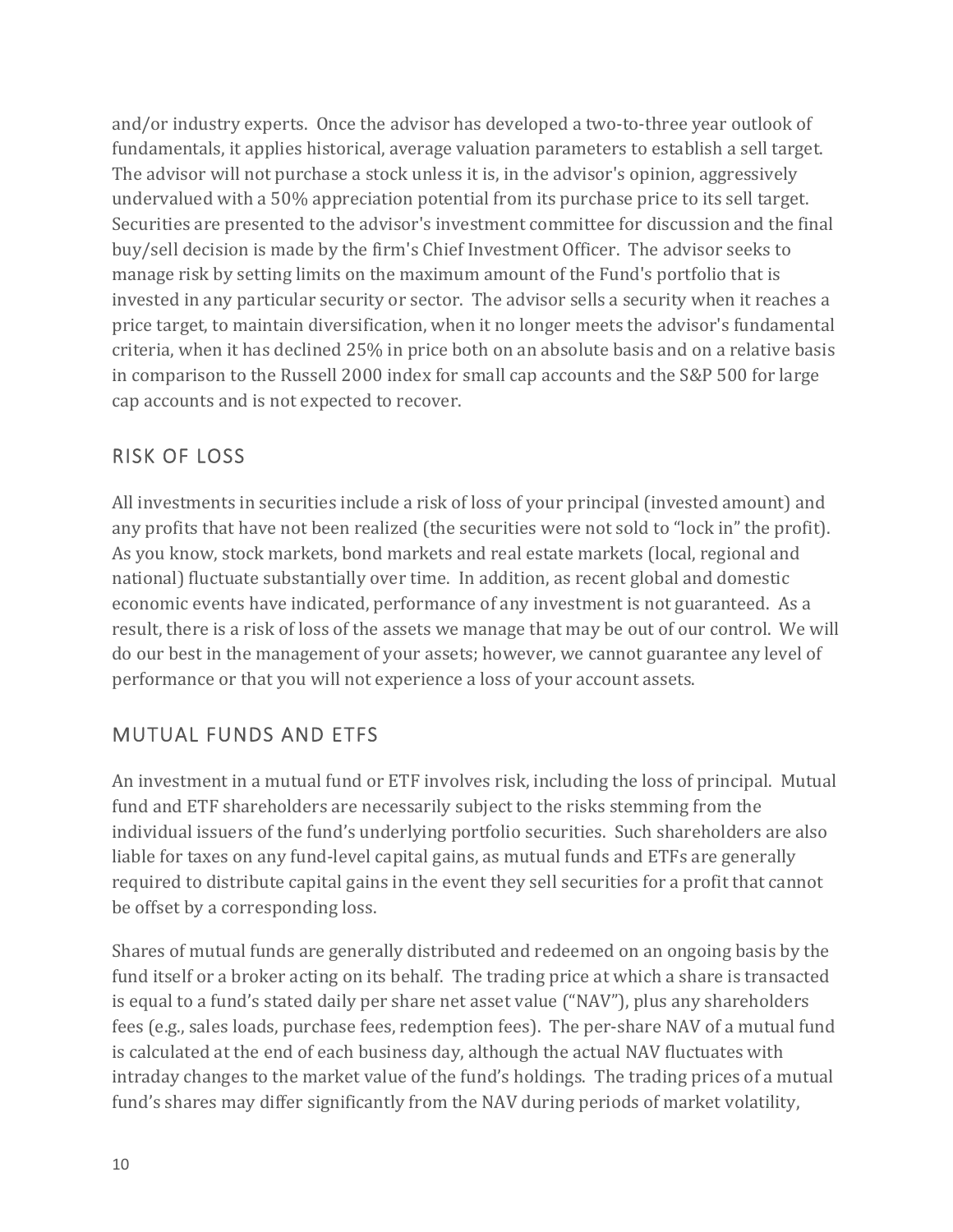and/or industry experts. Once the advisor has developed a two-to-three year outlook of fundamentals, it applies historical, average valuation parameters to establish a sell target. The advisor will not purchase a stock unless it is, in the advisor's opinion, aggressively undervalued with a 50% appreciation potential from its purchase price to its sell target. Securities are presented to the advisor's investment committee for discussion and the final buy/sell decision is made by the firm's Chief Investment Officer. The advisor seeks to manage risk by setting limits on the maximum amount of the Fund's portfolio that is invested in any particular security or sector. The advisor sells a security when it reaches a price target, to maintain diversification, when it no longer meets the advisor's fundamental criteria, when it has declined 25% in price both on an absolute basis and on a relative basis in comparison to the Russell 2000 index for small cap accounts and the S&P 500 for large cap accounts and is not expected to recover.

## RISK OF LOSS

All investments in securities include a risk of loss of your principal (invested amount) and any profits that have not been realized (the securities were not sold to "lock in" the profit). As you know, stock markets, bond markets and real estate markets (local, regional and national) fluctuate substantially over time. In addition, as recent global and domestic economic events have indicated, performance of any investment is not guaranteed. As a result, there is a risk of loss of the assets we manage that may be out of our control. We will do our best in the management of your assets; however, we cannot guarantee any level of performance or that you will not experience a loss of your account assets.

## MUTUAL FUNDS AND ETFS

An investment in a mutual fund or ETF involves risk, including the loss of principal. Mutual fund and ETF shareholders are necessarily subject to the risks stemming from the individual issuers of the fund's underlying portfolio securities. Such shareholders are also liable for taxes on any fund-level capital gains, as mutual funds and ETFs are generally required to distribute capital gains in the event they sell securities for a profit that cannot be offset by a corresponding loss.

Shares of mutual funds are generally distributed and redeemed on an ongoing basis by the fund itself or a broker acting on its behalf. The trading price at which a share is transacted is equal to a fund's stated daily per share net asset value ("NAV"), plus any shareholders fees (e.g., sales loads, purchase fees, redemption fees). The per-share NAV of a mutual fund is calculated at the end of each business day, although the actual NAV fluctuates with intraday changes to the market value of the fund's holdings. The trading prices of a mutual fund's shares may differ significantly from the NAV during periods of market volatility,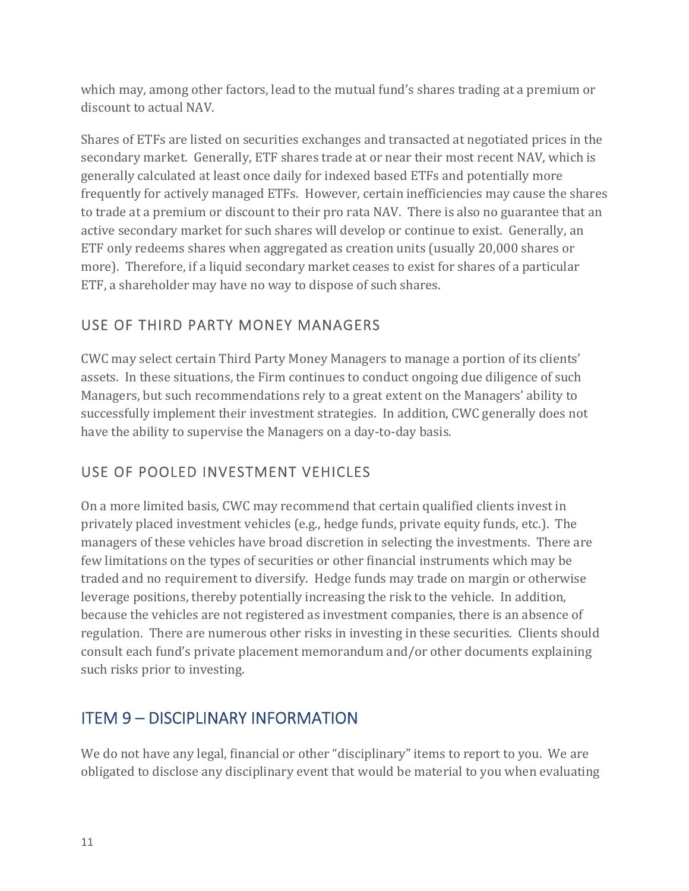which may, among other factors, lead to the mutual fund's shares trading at a premium or discount to actual NAV.

Shares of ETFs are listed on securities exchanges and transacted at negotiated prices in the secondary market. Generally, ETF shares trade at or near their most recent NAV, which is generally calculated at least once daily for indexed based ETFs and potentially more frequently for actively managed ETFs. However, certain inefficiencies may cause the shares to trade at a premium or discount to their pro rata NAV. There is also no guarantee that an active secondary market for such shares will develop or continue to exist. Generally, an ETF only redeems shares when aggregated as creation units (usually 20,000 shares or more). Therefore, if a liquid secondary market ceases to exist for shares of a particular ETF, a shareholder may have no way to dispose of such shares.

### USE OF THIRD PARTY MONEY MANAGERS

CWC may select certain Third Party Money Managers to manage a portion of its clients' assets. In these situations, the Firm continues to conduct ongoing due diligence of such Managers, but such recommendations rely to a great extent on the Managers' ability to successfully implement their investment strategies. In addition, CWC generally does not have the ability to supervise the Managers on a day-to-day basis.

### USE OF POOLED INVESTMENT VEHICLES

On a more limited basis, CWC may recommend that certain qualified clients invest in privately placed investment vehicles (e.g., hedge funds, private equity funds, etc.). The managers of these vehicles have broad discretion in selecting the investments. There are few limitations on the types of securities or other financial instruments which may be traded and no requirement to diversify. Hedge funds may trade on margin or otherwise leverage positions, thereby potentially increasing the risk to the vehicle. In addition, because the vehicles are not registered as investment companies, there is an absence of regulation. There are numerous other risks in investing in these securities. Clients should consult each fund's private placement memorandum and/or other documents explaining such risks prior to investing.

## ITEM 9 – DISCIPLINARY INFORMATION

We do not have any legal, financial or other "disciplinary" items to report to you. We are obligated to disclose any disciplinary event that would be material to you when evaluating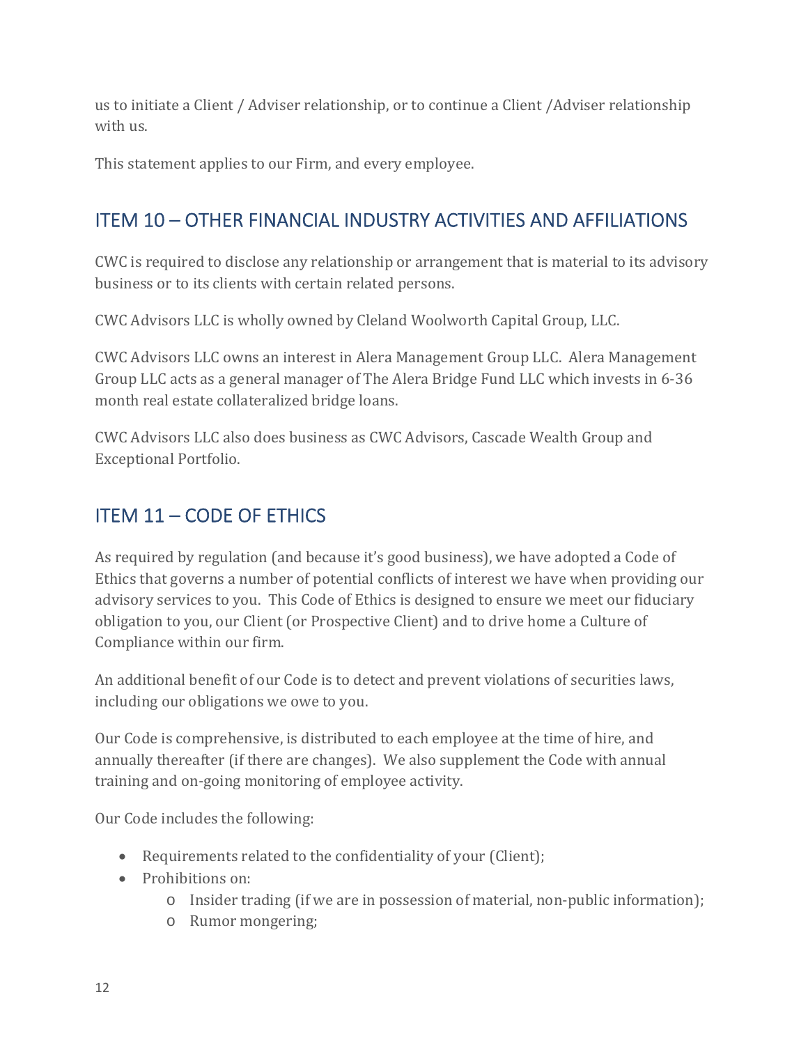us to initiate a Client / Adviser relationship, or to continue a Client /Adviser relationship with us.

This statement applies to our Firm, and every employee.

## ITEM 10 – OTHER FINANCIAL INDUSTRY ACTIVITIES AND AFFILIATIONS

CWC is required to disclose any relationship or arrangement that is material to its advisory business or to its clients with certain related persons.

CWC Advisors LLC is wholly owned by Cleland Woolworth Capital Group, LLC.

CWC Advisors LLC owns an interest in Alera Management Group LLC. Alera Management Group LLC acts as a general manager of The Alera Bridge Fund LLC which invests in 6-36 month real estate collateralized bridge loans.

CWC Advisors LLC also does business as CWC Advisors, Cascade Wealth Group and Exceptional Portfolio.

## ITEM 11 – CODE OF ETHICS

As required by regulation (and because it's good business), we have adopted a Code of Ethics that governs a number of potential conflicts of interest we have when providing our advisory services to you. This Code of Ethics is designed to ensure we meet our fiduciary obligation to you, our Client (or Prospective Client) and to drive home a Culture of Compliance within our firm.

An additional benefit of our Code is to detect and prevent violations of securities laws, including our obligations we owe to you.

Our Code is comprehensive, is distributed to each employee at the time of hire, and annually thereafter (if there are changes). We also supplement the Code with annual training and on-going monitoring of employee activity.

Our Code includes the following:

- Requirements related to the confidentiality of your (Client);
- Prohibitions on:
  - Insider trading (if we are in possession of material, non-public information);
  - Rumor mongering;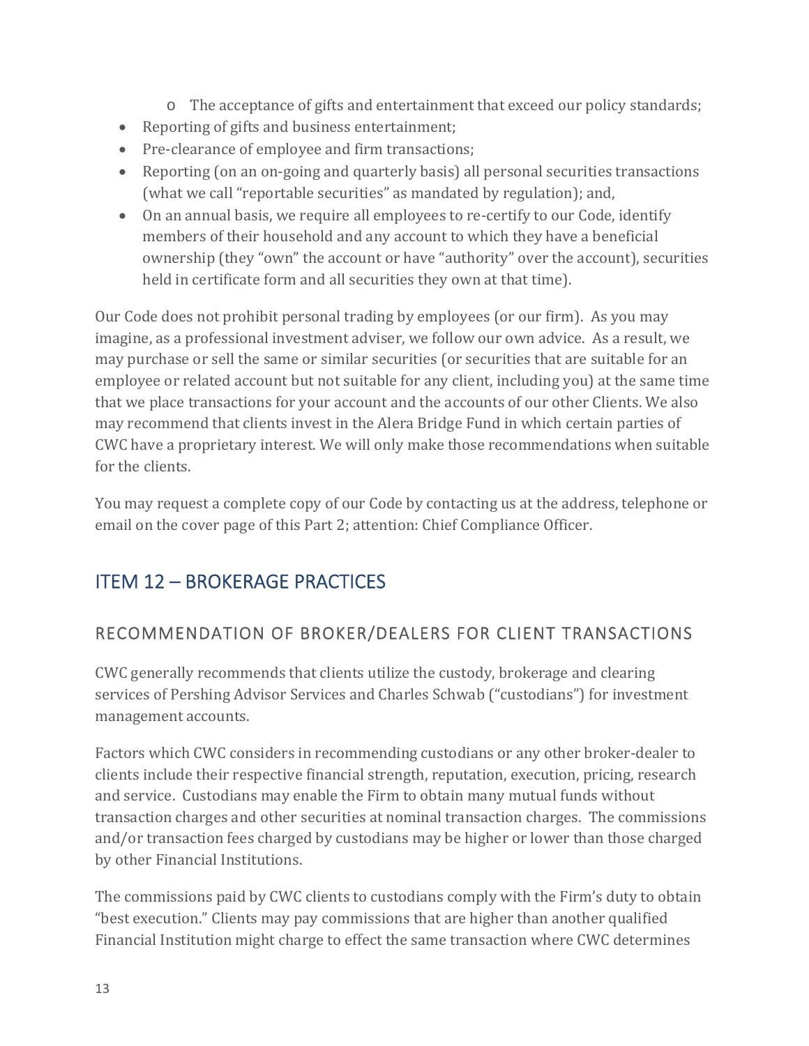- The acceptance of gifts and entertainment that exceed our policy standards;
- Reporting of gifts and business entertainment;
- Pre-clearance of employee and firm transactions;
- Reporting (on an on-going and quarterly basis) all personal securities transactions (what we call "reportable securities" as mandated by regulation); and,
- On an annual basis, we require all employees to re-certify to our Code, identify members of their household and any account to which they have a beneficial ownership (they "own" the account or have "authority" over the account), securities held in certificate form and all securities they own at that time).

Our Code does not prohibit personal trading by employees (or our firm). As you may imagine, as a professional investment adviser, we follow our own advice. As a result, we may purchase or sell the same or similar securities (or securities that are suitable for an employee or related account but not suitable for any client, including you) at the same time that we place transactions for your account and the accounts of our other Clients. We also may recommend that clients invest in the Alera Bridge Fund in which certain parties of CWC have a proprietary interest. We will only make those recommendations when suitable for the clients.

You may request a complete copy of our Code by contacting us at the address, telephone or email on the cover page of this Part 2; attention: Chief Compliance Officer.

## ITEM 12 – BROKERAGE PRACTICES

### RECOMMENDATION OF BROKER/DEALERS FOR CLIENT TRANSACTIONS

CWC generally recommends that clients utilize the custody, brokerage and clearing services of Pershing Advisor Services and Charles Schwab ("custodians") for investment management accounts.

Factors which CWC considers in recommending custodians or any other broker-dealer to clients include their respective financial strength, reputation, execution, pricing, research and service. Custodians may enable the Firm to obtain many mutual funds without transaction charges and other securities at nominal transaction charges. The commissions and/or transaction fees charged by custodians may be higher or lower than those charged by other Financial Institutions.

The commissions paid by CWC clients to custodians comply with the Firm's duty to obtain "best execution." Clients may pay commissions that are higher than another qualified Financial Institution might charge to effect the same transaction where CWC determines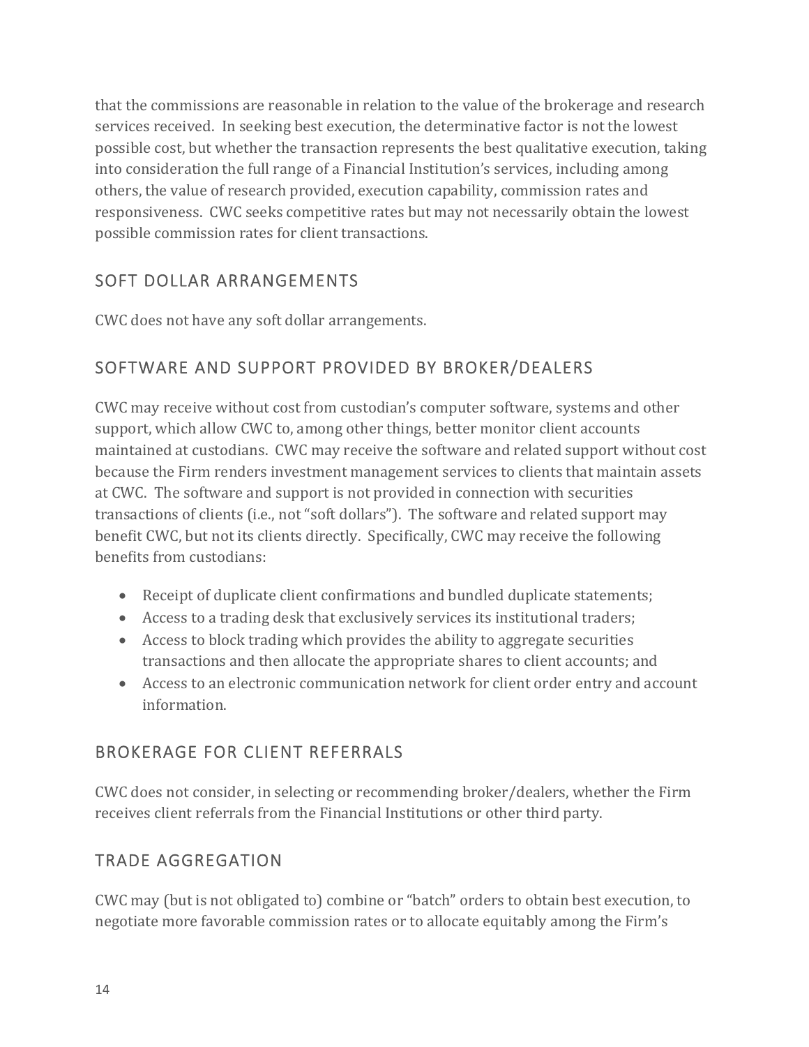that the commissions are reasonable in relation to the value of the brokerage and research services received. In seeking best execution, the determinative factor is not the lowest possible cost, but whether the transaction represents the best qualitative execution, taking into consideration the full range of a Financial Institution's services, including among others, the value of research provided, execution capability, commission rates and responsiveness. CWC seeks competitive rates but may not necessarily obtain the lowest possible commission rates for client transactions.

## SOFT DOLLAR ARRANGEMENTS

CWC does not have any soft dollar arrangements.

## SOFTWARE AND SUPPORT PROVIDED BY BROKER/DEALERS

CWC may receive without cost from custodian's computer software, systems and other support, which allow CWC to, among other things, better monitor client accounts maintained at custodians. CWC may receive the software and related support without cost because the Firm renders investment management services to clients that maintain assets at CWC. The software and support is not provided in connection with securities transactions of clients (i.e., not "soft dollars"). The software and related support may benefit CWC, but not its clients directly. Specifically, CWC may receive the following benefits from custodians:

- Receipt of duplicate client confirmations and bundled duplicate statements;
- Access to a trading desk that exclusively services its institutional traders;
- Access to block trading which provides the ability to aggregate securities transactions and then allocate the appropriate shares to client accounts; and
- Access to an electronic communication network for client order entry and account information.

## BROKERAGE FOR CLIENT REFERRALS

CWC does not consider, in selecting or recommending broker/dealers, whether the Firm receives client referrals from the Financial Institutions or other third party.

## TRADE AGGREGATION

CWC may (but is not obligated to) combine or "batch" orders to obtain best execution, to negotiate more favorable commission rates or to allocate equitably among the Firm's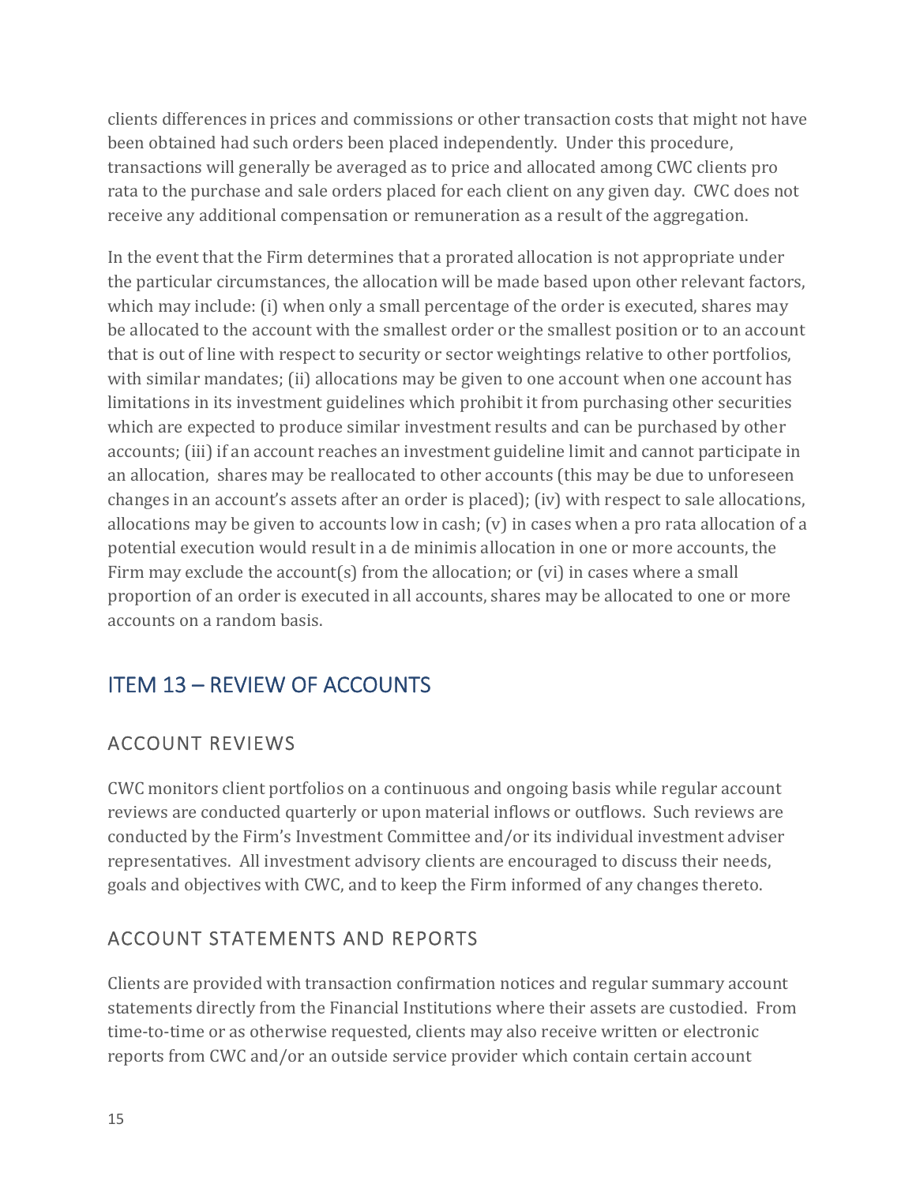clients differences in prices and commissions or other transaction costs that might not have been obtained had such orders been placed independently. Under this procedure, transactions will generally be averaged as to price and allocated among CWC clients pro rata to the purchase and sale orders placed for each client on any given day. CWC does not receive any additional compensation or remuneration as a result of the aggregation.

In the event that the Firm determines that a prorated allocation is not appropriate under the particular circumstances, the allocation will be made based upon other relevant factors, which may include: (i) when only a small percentage of the order is executed, shares may be allocated to the account with the smallest order or the smallest position or to an account that is out of line with respect to security or sector weightings relative to other portfolios, with similar mandates; (ii) allocations may be given to one account when one account has limitations in its investment guidelines which prohibit it from purchasing other securities which are expected to produce similar investment results and can be purchased by other accounts; (iii) if an account reaches an investment guideline limit and cannot participate in an allocation, shares may be reallocated to other accounts (this may be due to unforeseen changes in an account's assets after an order is placed); (iv) with respect to sale allocations, allocations may be given to accounts low in cash; (v) in cases when a pro rata allocation of a potential execution would result in a de minimis allocation in one or more accounts, the Firm may exclude the account(s) from the allocation; or (vi) in cases where a small proportion of an order is executed in all accounts, shares may be allocated to one or more accounts on a random basis.

## ITEM 13 – REVIEW OF ACCOUNTS

### ACCOUNT REVIEWS

CWC monitors client portfolios on a continuous and ongoing basis while regular account reviews are conducted quarterly or upon material inflows or outflows. Such reviews are conducted by the Firm's Investment Committee and/or its individual investment adviser representatives. All investment advisory clients are encouraged to discuss their needs, goals and objectives with CWC, and to keep the Firm informed of any changes thereto.

### ACCOUNT STATEMENTS AND REPORTS

Clients are provided with transaction confirmation notices and regular summary account statements directly from the Financial Institutions where their assets are custodied. From time-to-time or as otherwise requested, clients may also receive written or electronic reports from CWC and/or an outside service provider which contain certain account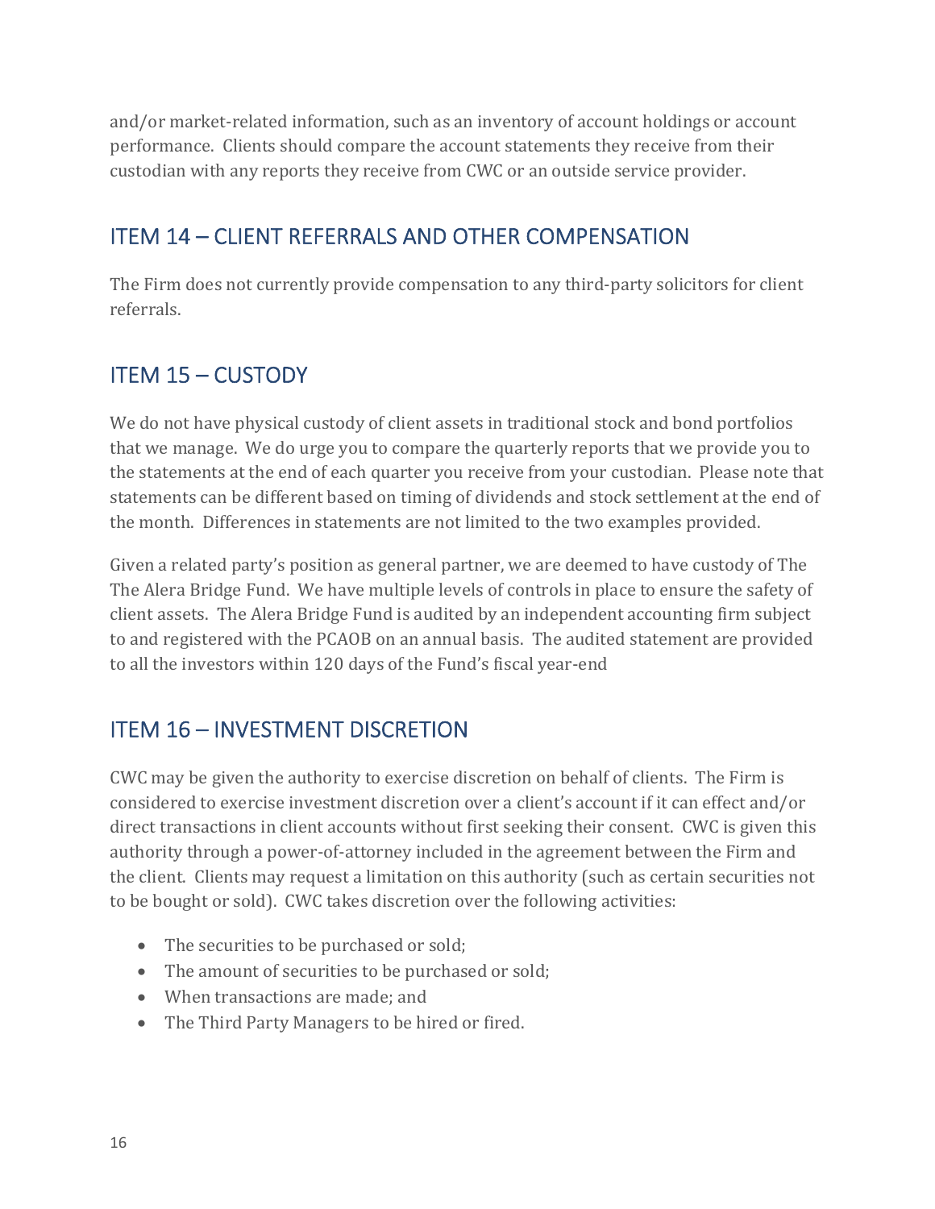and/or market-related information, such as an inventory of account holdings or account performance. Clients should compare the account statements they receive from their custodian with any reports they receive from CWC or an outside service provider.

## ITEM 14 – CLIENT REFERRALS AND OTHER COMPENSATION

The Firm does not currently provide compensation to any third-party solicitors for client referrals.

## ITEM 15 – CUSTODY

We do not have physical custody of client assets in traditional stock and bond portfolios that we manage. We do urge you to compare the quarterly reports that we provide you to the statements at the end of each quarter you receive from your custodian. Please note that statements can be different based on timing of dividends and stock settlement at the end of the month. Differences in statements are not limited to the two examples provided.

Given a related party's position as general partner, we are deemed to have custody of The The Alera Bridge Fund. We have multiple levels of controls in place to ensure the safety of client assets. The Alera Bridge Fund is audited by an independent accounting firm subject to and registered with the PCAOB on an annual basis. The audited statement are provided to all the investors within 120 days of the Fund's fiscal year-end

## ITEM 16 – INVESTMENT DISCRETION

CWC may be given the authority to exercise discretion on behalf of clients. The Firm is considered to exercise investment discretion over a client's account if it can effect and/or direct transactions in client accounts without first seeking their consent. CWC is given this authority through a power-of-attorney included in the agreement between the Firm and the client. Clients may request a limitation on this authority (such as certain securities not to be bought or sold). CWC takes discretion over the following activities:

- The securities to be purchased or sold;
- The amount of securities to be purchased or sold;
- When transactions are made; and
- The Third Party Managers to be hired or fired.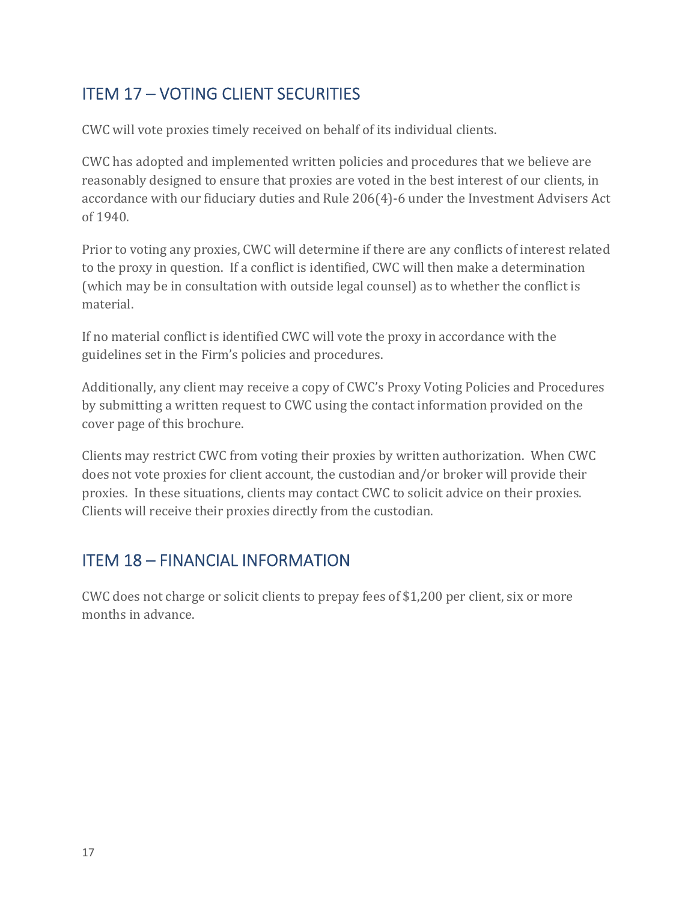## ITEM 17 – VOTING CLIENT SECURITIES

CWC will vote proxies timely received on behalf of its individual clients.

CWC has adopted and implemented written policies and procedures that we believe are reasonably designed to ensure that proxies are voted in the best interest of our clients, in accordance with our fiduciary duties and Rule 206(4)-6 under the Investment Advisers Act of 1940.

Prior to voting any proxies, CWC will determine if there are any conflicts of interest related to the proxy in question. If a conflict is identified, CWC will then make a determination (which may be in consultation with outside legal counsel) as to whether the conflict is material.

If no material conflict is identified CWC will vote the proxy in accordance with the guidelines set in the Firm's policies and procedures.

Additionally, any client may receive a copy of CWC's Proxy Voting Policies and Procedures by submitting a written request to CWC using the contact information provided on the cover page of this brochure.

Clients may restrict CWC from voting their proxies by written authorization. When CWC does not vote proxies for client account, the custodian and/or broker will provide their proxies. In these situations, clients may contact CWC to solicit advice on their proxies. Clients will receive their proxies directly from the custodian.

## ITEM 18 – FINANCIAL INFORMATION

CWC does not charge or solicit clients to prepay fees of $1,200 per client, six or more months in advance.